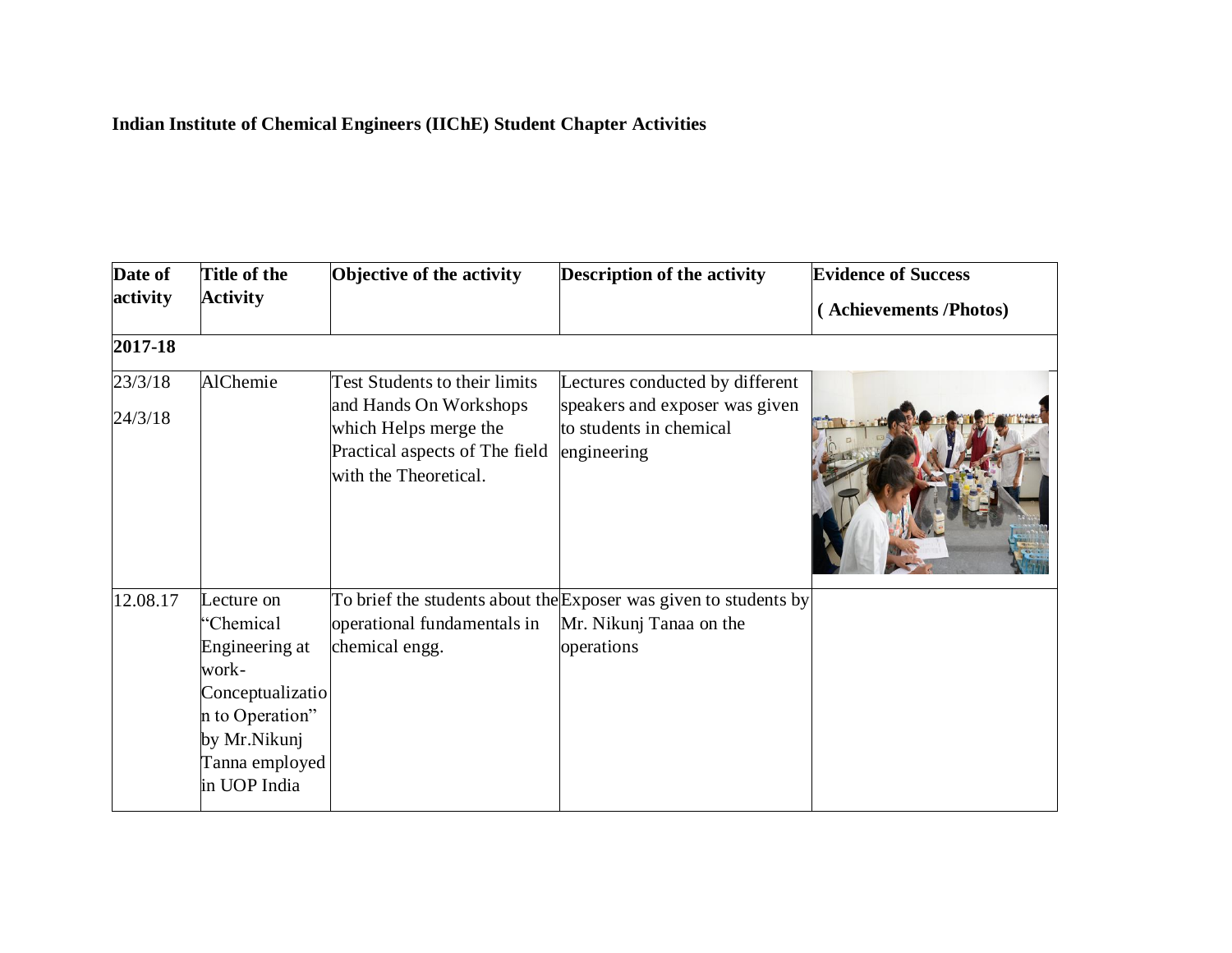**Indian Institute of Chemical Engineers (IIChE) Student Chapter Activities**

| Date of activity | Title of the Activity | Objective of the activity | Description of the activity | Evidence of Success ( Achievements /Photos) |
|---|---|---|---|---|
| **2017-18** | | | | |
| 23/3/18 24/3/18 | AlChemie | Test Students to their limits and Hands On Workshops which Helps merge the Practical aspects of The field with the Theoretical. | Lectures conducted by different speakers and exposer was given to students in chemical engineering | |
| 12.08.17 | Lecture on "Chemical Engineering at work-Conceptualization to Operation" by Mr.Nikunj Tanna employed in UOP India | To brief the students about the operational fundamentals in chemical engg. | Exposer was given to students by Mr. Nikunj Tanaa on the operations | |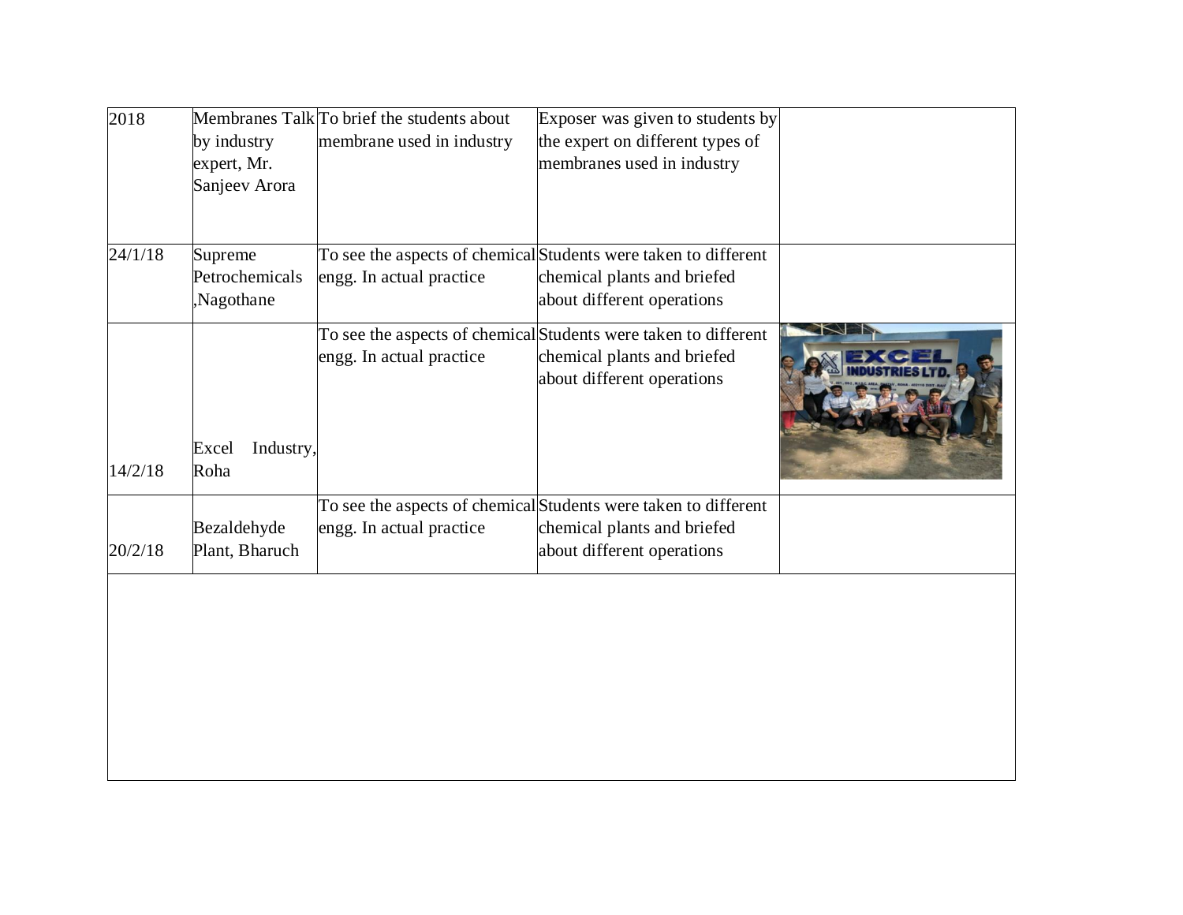| 2018 | Membranes Talk by industry expert, Mr. Sanjeev Arora | To brief the students about membrane used in industry | Exposer was given to students by the expert on different types of membranes used in industry | |
|---|---|---|---|---|
| 24/1/18 | Supreme Petrochemicals ,Nagothane | To see the aspects of chemical engg. In actual practice | Students were taken to different chemical plants and briefed about different operations | |
| 14/2/18 | Excel Industry, Roha | To see the aspects of chemical engg. In actual practice | Students were taken to different chemical plants and briefed about different operations | |
| 20/2/18 | Bezaldehyde Plant, Bharuch | To see the aspects of chemical engg. In actual practice | Students were taken to different chemical plants and briefed about different operations | |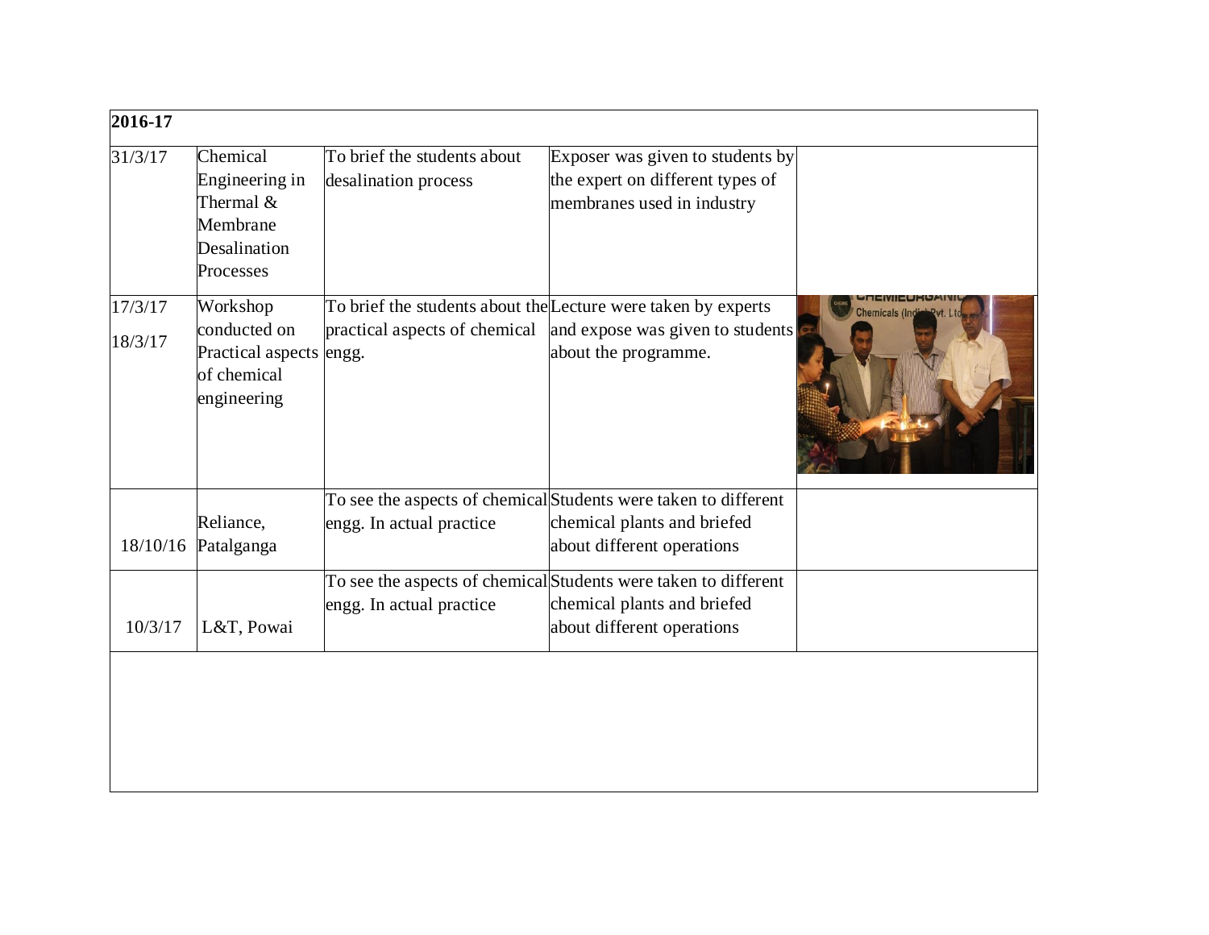| **2016-17** | | | | |
|---|---|---|---|---|
| 31/3/17 | Chemical Engineering in Thermal & Membrane Desalination Processes | To brief the students about desalination process | Exposer was given to students by the expert on different types of membranes used in industry | |
| 17/3/17<br>18/3/17 | Workshop conducted on Practical aspects of chemical engineering | To brief the students about the practical aspects of chemical engg. | Lecture were taken by experts and expose was given to students about the programme. | |
| 18/10/16 | Reliance, Patalganga | To see the aspects of chemical engg. In actual practice | Students were taken to different chemical plants and briefed about different operations | |
| 10/3/17 | L&T, Powai | To see the aspects of chemical engg. In actual practice | Students were taken to different chemical plants and briefed about different operations | |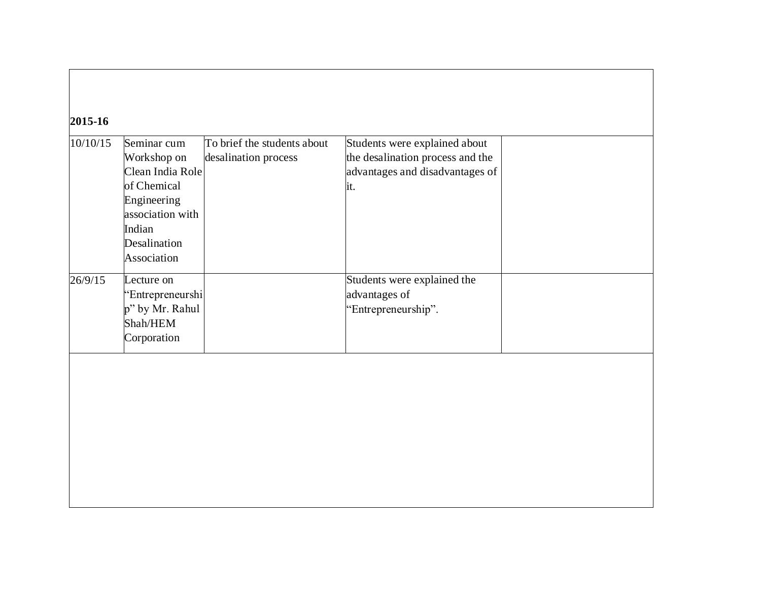**2015-16**

| | | | | |
|---|---|---|---|---|
| 10/10/15 | Seminar cum Workshop on Clean India Role of Chemical Engineering association with Indian Desalination Association | To brief the students about desalination process | Students were explained about the desalination process and the advantages and disadvantages of it. | |
| 26/9/15 | Lecture on "Entrepreneurship" by Mr. Rahul Shah/HEM Corporation | | Students were explained the advantages of "Entrepreneurship". | |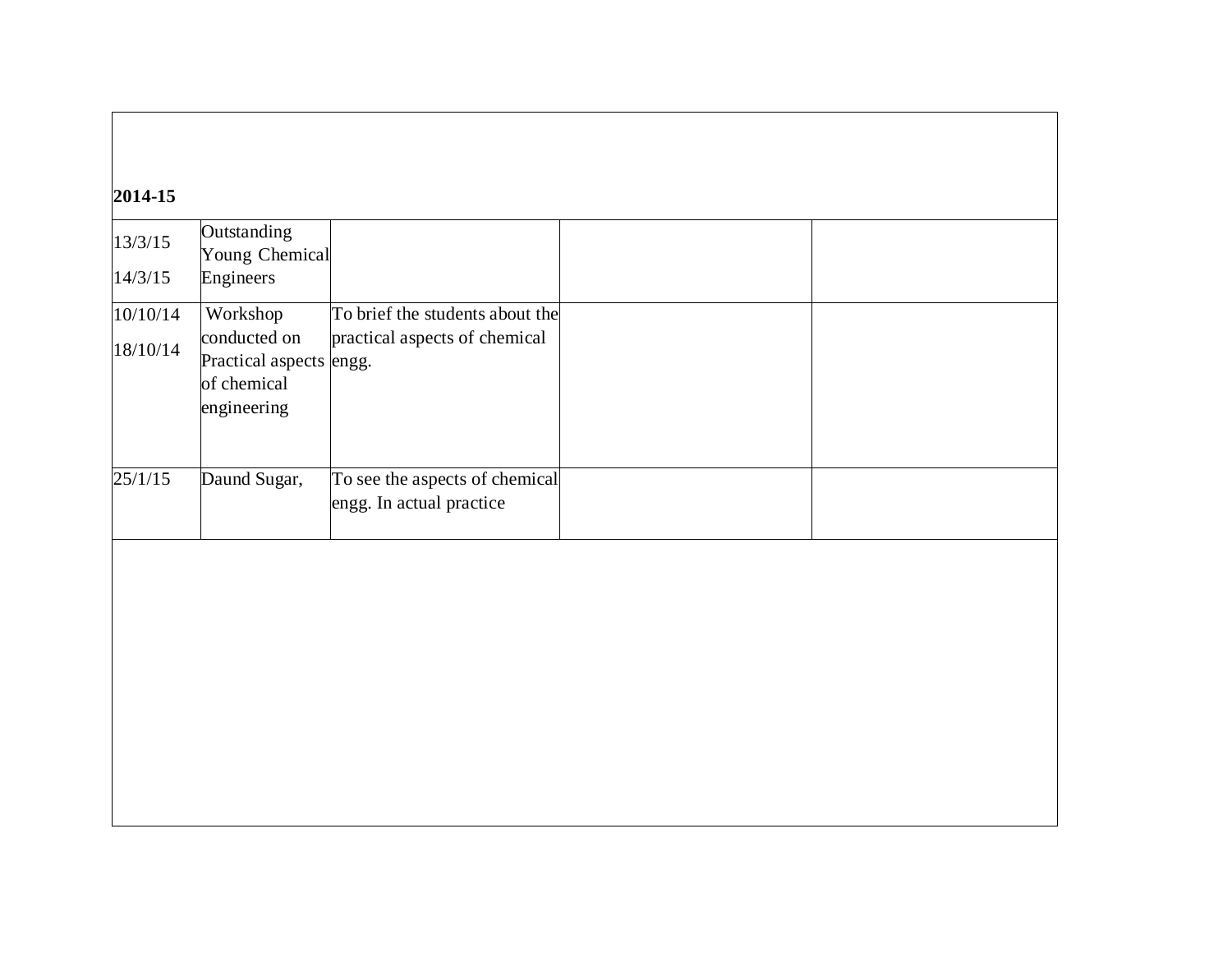**2014-15**

| | | | | |
|---|---|---|---|---|
| 13/3/15<br>14/3/15 | Outstanding Young Chemical Engineers | | | |
| 10/10/14<br>18/10/14 | Workshop conducted on Practical aspects of chemical engineering | To brief the students about the practical aspects of chemical engg. | | |
| 25/1/15 | Daund Sugar, | To see the aspects of chemical engg. In actual practice | | |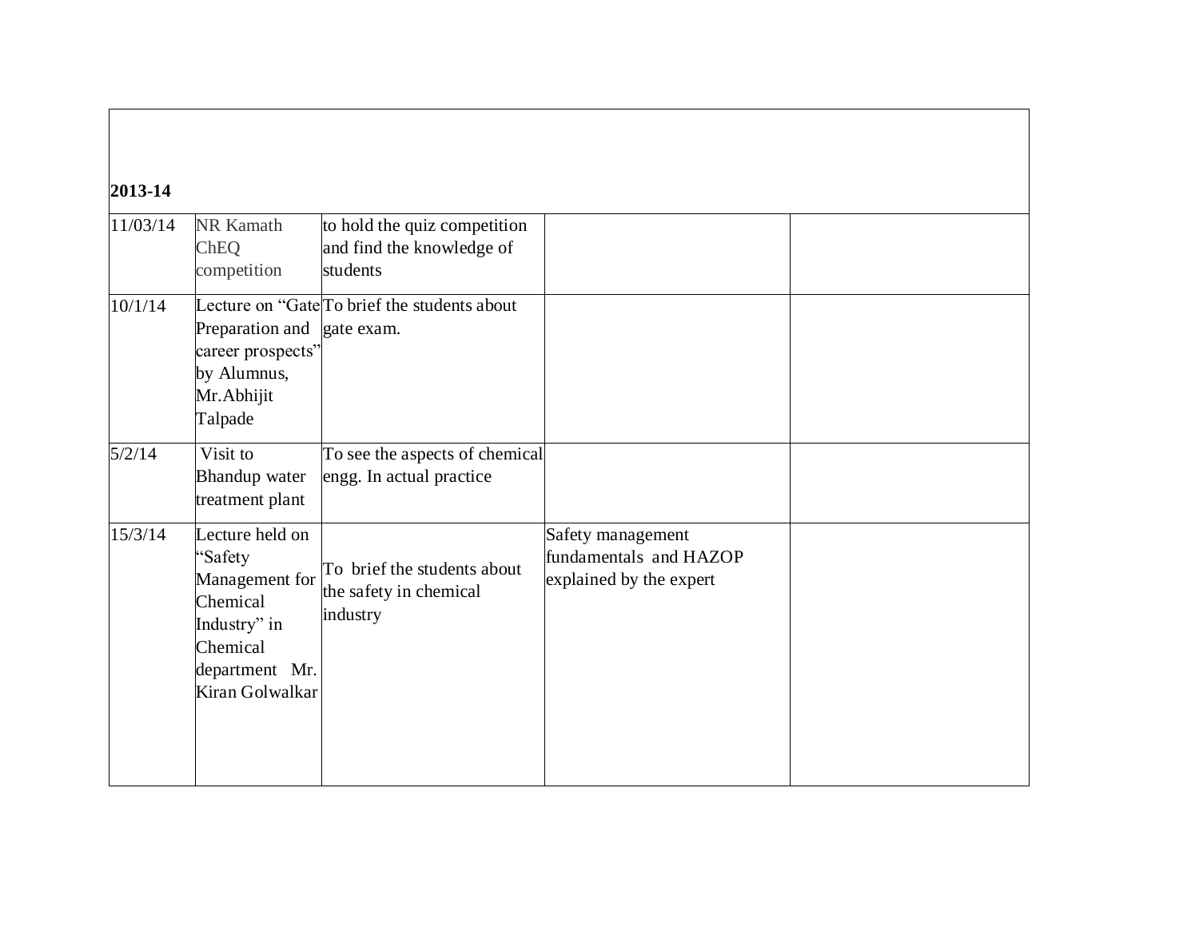| **2013-14** | | | | |
|---|---|---|---|---|
| 11/03/14 | NR Kamath ChEQ competition | to hold the quiz competition and find the knowledge of students | | |
| 10/1/14 | Lecture on "Gate Preparation and career prospects" by Alumnus, Mr.Abhijit Talpade | To brief the students about gate exam. | | |
| 5/2/14 | Visit to Bhandup water treatment plant | To see the aspects of chemical engg. In actual practice | | |
| 15/3/14 | Lecture held on "Safety Management for Chemical Industry" in Chemical department Mr. Kiran Golwalkar | To brief the students about the safety in chemical industry | Safety management fundamentals and HAZOP explained by the expert | |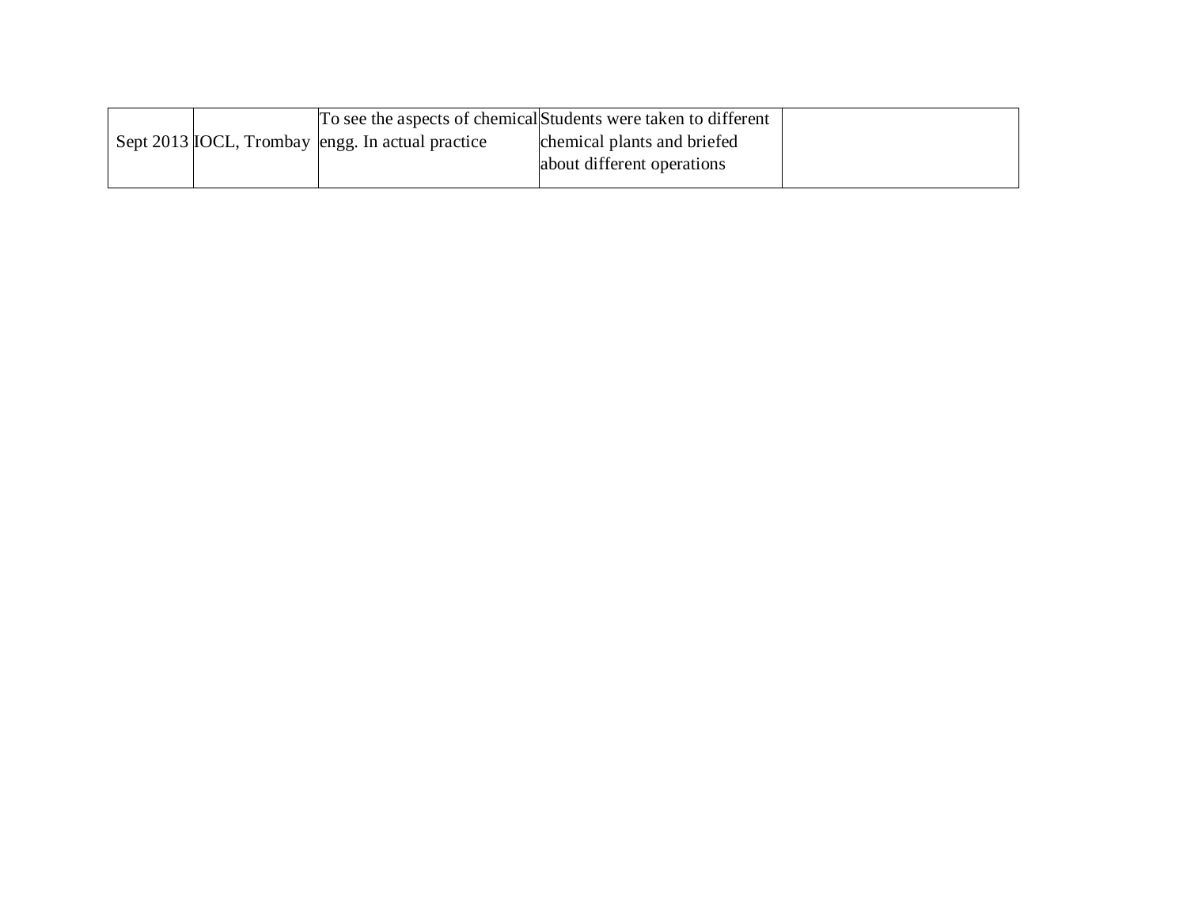| | | | | |
|---|---|---|---|---|
| Sept 2013 | IOCL, Trombay | To see the aspects of chemical engg. In actual practice | Students were taken to different chemical plants and briefed about different operations | |